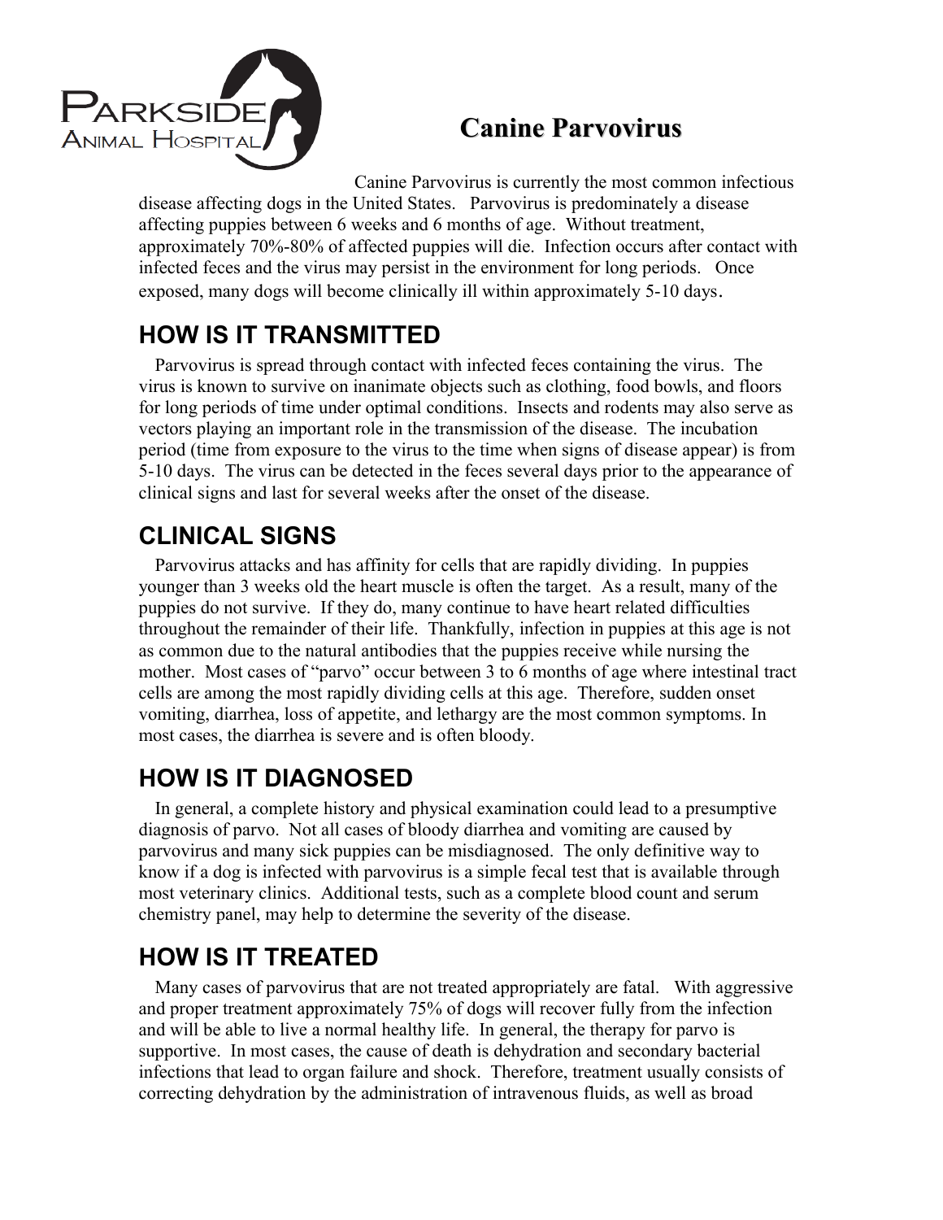Parkside Animal Hospital

# Canine Parvovirus

Canine Parvovirus is currently the most common infectious disease affecting dogs in the United States. Parvovirus is predominately a disease affecting puppies between 6 weeks and 6 months of age. Without treatment, approximately 70%-80% of affected puppies will die. Infection occurs after contact with infected feces and the virus may persist in the environment for long periods. Once exposed, many dogs will become clinically ill within approximately 5-10 days.

## HOW IS IT TRANSMITTED

Parvovirus is spread through contact with infected feces containing the virus. The virus is known to survive on inanimate objects such as clothing, food bowls, and floors for long periods of time under optimal conditions. Insects and rodents may also serve as vectors playing an important role in the transmission of the disease. The incubation period (time from exposure to the virus to the time when signs of disease appear) is from 5-10 days. The virus can be detected in the feces several days prior to the appearance of clinical signs and last for several weeks after the onset of the disease.

## CLINICAL SIGNS

Parvovirus attacks and has affinity for cells that are rapidly dividing. In puppies younger than 3 weeks old the heart muscle is often the target. As a result, many of the puppies do not survive. If they do, many continue to have heart related difficulties throughout the remainder of their life. Thankfully, infection in puppies at this age is not as common due to the natural antibodies that the puppies receive while nursing the mother. Most cases of "parvo" occur between 3 to 6 months of age where intestinal tract cells are among the most rapidly dividing cells at this age. Therefore, sudden onset vomiting, diarrhea, loss of appetite, and lethargy are the most common symptoms. In most cases, the diarrhea is severe and is often bloody.

## HOW IS IT DIAGNOSED

In general, a complete history and physical examination could lead to a presumptive diagnosis of parvo. Not all cases of bloody diarrhea and vomiting are caused by parvovirus and many sick puppies can be misdiagnosed. The only definitive way to know if a dog is infected with parvovirus is a simple fecal test that is available through most veterinary clinics. Additional tests, such as a complete blood count and serum chemistry panel, may help to determine the severity of the disease.

## HOW IS IT TREATED

Many cases of parvovirus that are not treated appropriately are fatal. With aggressive and proper treatment approximately 75% of dogs will recover fully from the infection and will be able to live a normal healthy life. In general, the therapy for parvo is supportive. In most cases, the cause of death is dehydration and secondary bacterial infections that lead to organ failure and shock. Therefore, treatment usually consists of correcting dehydration by the administration of intravenous fluids, as well as broad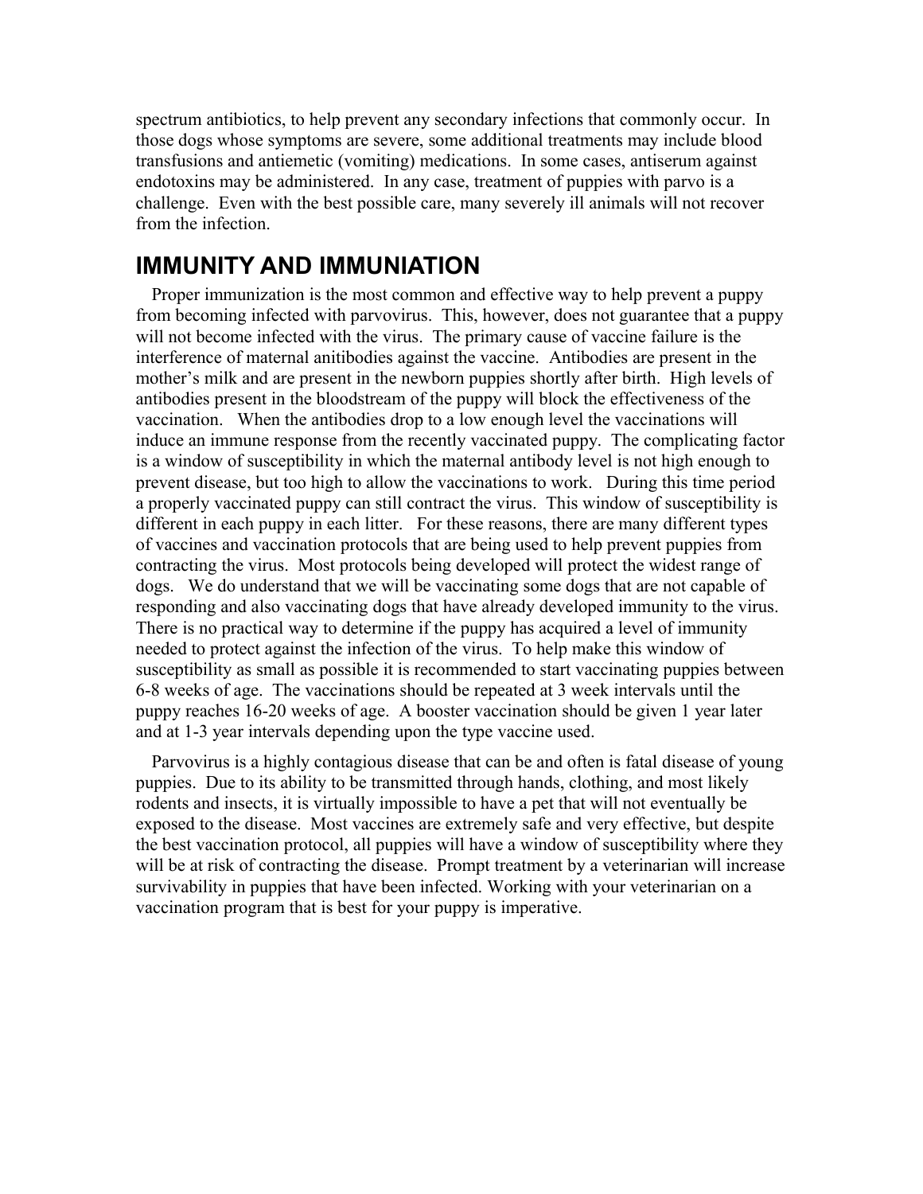spectrum antibiotics, to help prevent any secondary infections that commonly occur. In those dogs whose symptoms are severe, some additional treatments may include blood transfusions and antiemetic (vomiting) medications. In some cases, antiserum against endotoxins may be administered. In any case, treatment of puppies with parvo is a challenge. Even with the best possible care, many severely ill animals will not recover from the infection.

## IMMUNITY AND IMMUNIATION

Proper immunization is the most common and effective way to help prevent a puppy from becoming infected with parvovirus. This, however, does not guarantee that a puppy will not become infected with the virus. The primary cause of vaccine failure is the interference of maternal anitibodies against the vaccine. Antibodies are present in the mother's milk and are present in the newborn puppies shortly after birth. High levels of antibodies present in the bloodstream of the puppy will block the effectiveness of the vaccination. When the antibodies drop to a low enough level the vaccinations will induce an immune response from the recently vaccinated puppy. The complicating factor is a window of susceptibility in which the maternal antibody level is not high enough to prevent disease, but too high to allow the vaccinations to work. During this time period a properly vaccinated puppy can still contract the virus. This window of susceptibility is different in each puppy in each litter. For these reasons, there are many different types of vaccines and vaccination protocols that are being used to help prevent puppies from contracting the virus. Most protocols being developed will protect the widest range of dogs. We do understand that we will be vaccinating some dogs that are not capable of responding and also vaccinating dogs that have already developed immunity to the virus. There is no practical way to determine if the puppy has acquired a level of immunity needed to protect against the infection of the virus. To help make this window of susceptibility as small as possible it is recommended to start vaccinating puppies between 6-8 weeks of age. The vaccinations should be repeated at 3 week intervals until the puppy reaches 16-20 weeks of age. A booster vaccination should be given 1 year later and at 1-3 year intervals depending upon the type vaccine used.

Parvovirus is a highly contagious disease that can be and often is fatal disease of young puppies. Due to its ability to be transmitted through hands, clothing, and most likely rodents and insects, it is virtually impossible to have a pet that will not eventually be exposed to the disease. Most vaccines are extremely safe and very effective, but despite the best vaccination protocol, all puppies will have a window of susceptibility where they will be at risk of contracting the disease. Prompt treatment by a veterinarian will increase survivability in puppies that have been infected. Working with your veterinarian on a vaccination program that is best for your puppy is imperative.